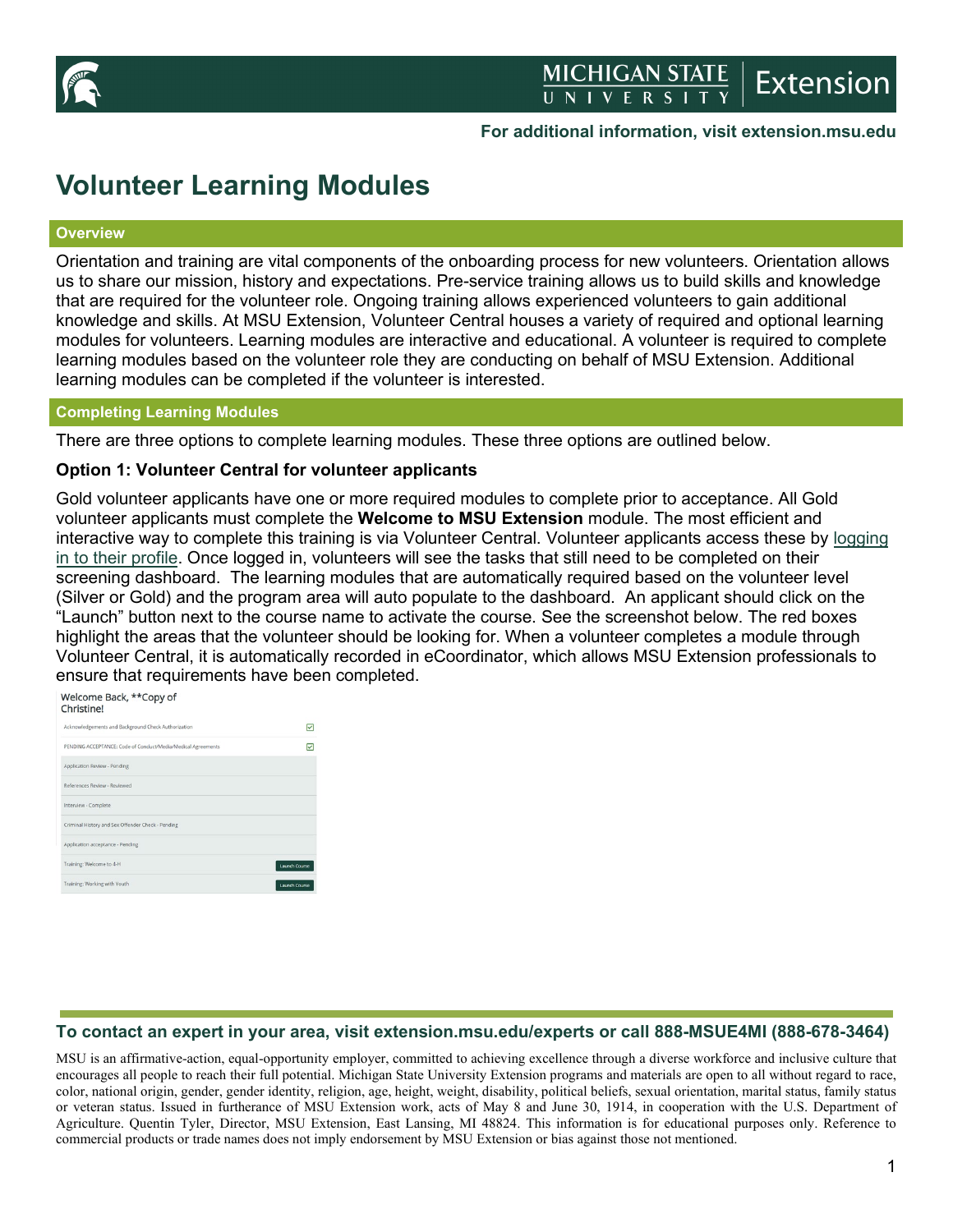# Volunteer Learning Modules

## Overview

Orientation and training are vital components of the onboarding process for new volunteers. Orientation allows us to share our mission, history and expectations. Pre-service training allows us to build skills and knowledge that are required for the volunteer role. Ongoing training allows experienced volunteers to gain additional knowledge and skills. At MSU Extension, Volunteer Central houses a variety of required and optional learning modules for volunteers. Learning modules are interactive and educational. A volunteer is required to complete learning modules based on the volunteer role they are conducting on behalf of MSU Extension. Additional learning modules can be completed if the volunteer is interested.

## Completing Learning Modules

There are three options to complete learning modules. These three options are outlined below.

### Option 1: Volunteer Central for volunteer applicants

Gold volunteer applicants have one or more required modules to complete prior to acceptance. All Gold volunteer applicants must complete the **Welcome to MSU Extension** module. The most efficient and interactive way to complete this training is via Volunteer Central. Volunteer applicants access these by logging in to their profile. Once logged in, volunteers will see the tasks that still need to be completed on their screening dashboard. The learning modules that are automatically required based on the volunteer level (Silver or Gold) and the program area will auto populate to the dashboard. An applicant should click on the "Launch" button next to the course name to activate the course. See the screenshot below. The red boxes highlight the areas that the volunteer should be looking for. When a volunteer completes a module through Volunteer Central, it is automatically recorded in eCoordinator, which allows MSU Extension professionals to ensure that requirements have been completed.

Welcome Back, **Copy of Christine!

- Acknowledgements and Background Check Authorization ☑
- PENDING ACCEPTANCE: Code of Conduct/Media/Medical Agreements ☑
- Application Review - Pending
- References Review - Reviewed
- Interview - Complete
- Criminal History and Sex Offender Check - Pending
- Application acceptance - Pending
- Training: Welcome to 4-H — Launch Course
- Training: Working with Youth — Launch Course

**To contact an expert in your area, visit extension.msu.edu/experts or call 888-MSUE4MI (888-678-3464)**

MSU is an affirmative-action, equal-opportunity employer, committed to achieving excellence through a diverse workforce and inclusive culture that encourages all people to reach their full potential. Michigan State University Extension programs and materials are open to all without regard to race, color, national origin, gender, gender identity, religion, age, height, weight, disability, political beliefs, sexual orientation, marital status, family status or veteran status. Issued in furtherance of MSU Extension work, acts of May 8 and June 30, 1914, in cooperation with the U.S. Department of Agriculture. Quentin Tyler, Director, MSU Extension, East Lansing, MI 48824. This information is for educational purposes only. Reference to commercial products or trade names does not imply endorsement by MSU Extension or bias against those not mentioned.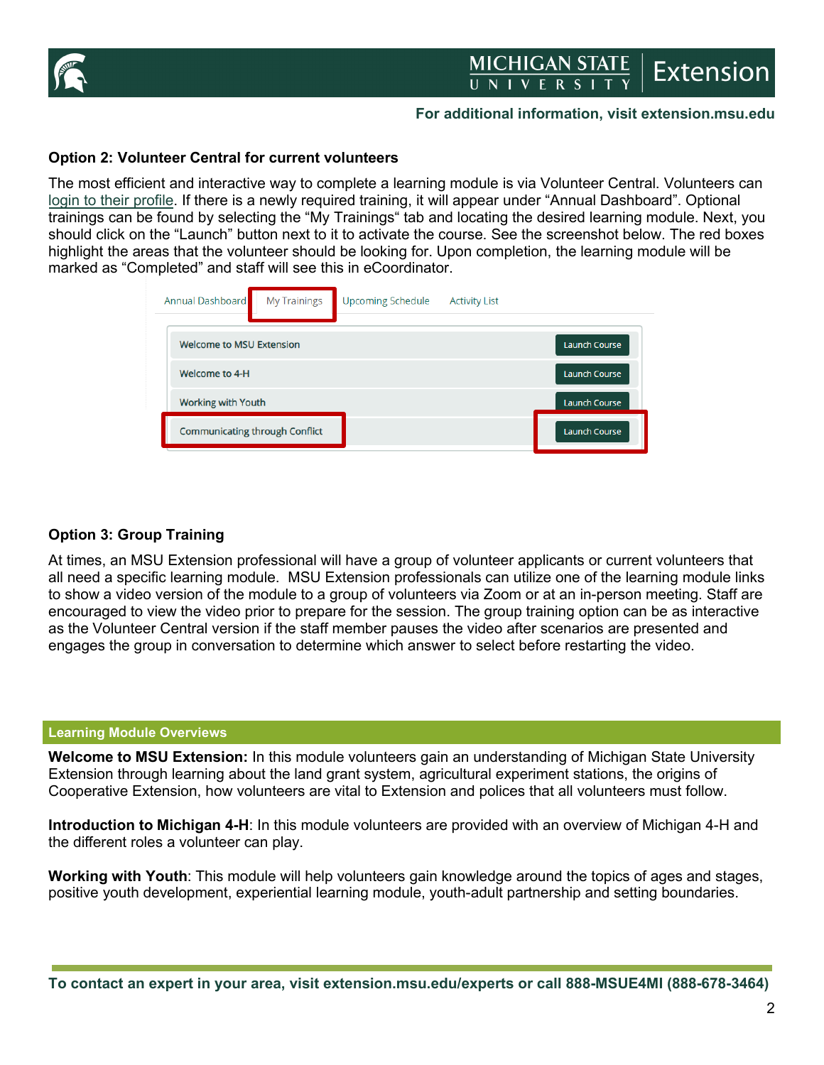### Option 2: Volunteer Central for current volunteers

The most efficient and interactive way to complete a learning module is via Volunteer Central. Volunteers can login to their profile. If there is a newly required training, it will appear under "Annual Dashboard". Optional trainings can be found by selecting the "My Trainings" tab and locating the desired learning module. Next, you should click on the "Launch" button next to it to activate the course. See the screenshot below. The red boxes highlight the areas that the volunteer should be looking for. Upon completion, the learning module will be marked as "Completed" and staff will see this in eCoordinator.

Annual Dashboard | My Trainings | Upcoming Schedule | Activity List

| Course | |
|---|---|
| Welcome to MSU Extension | Launch Course |
| Welcome to 4-H | Launch Course |
| Working with Youth | Launch Course |
| Communicating through Conflict | Launch Course |

### Option 3: Group Training

At times, an MSU Extension professional will have a group of volunteer applicants or current volunteers that all need a specific learning module. MSU Extension professionals can utilize one of the learning module links to show a video version of the module to a group of volunteers via Zoom or at an in-person meeting. Staff are encouraged to view the video prior to prepare for the session. The group training option can be as interactive as the Volunteer Central version if the staff member pauses the video after scenarios are presented and engages the group in conversation to determine which answer to select before restarting the video.

## Learning Module Overviews

**Welcome to MSU Extension:** In this module volunteers gain an understanding of Michigan State University Extension through learning about the land grant system, agricultural experiment stations, the origins of Cooperative Extension, how volunteers are vital to Extension and polices that all volunteers must follow.

**Introduction to Michigan 4-H**: In this module volunteers are provided with an overview of Michigan 4-H and the different roles a volunteer can play.

**Working with Youth**: This module will help volunteers gain knowledge around the topics of ages and stages, positive youth development, experiential learning module, youth-adult partnership and setting boundaries.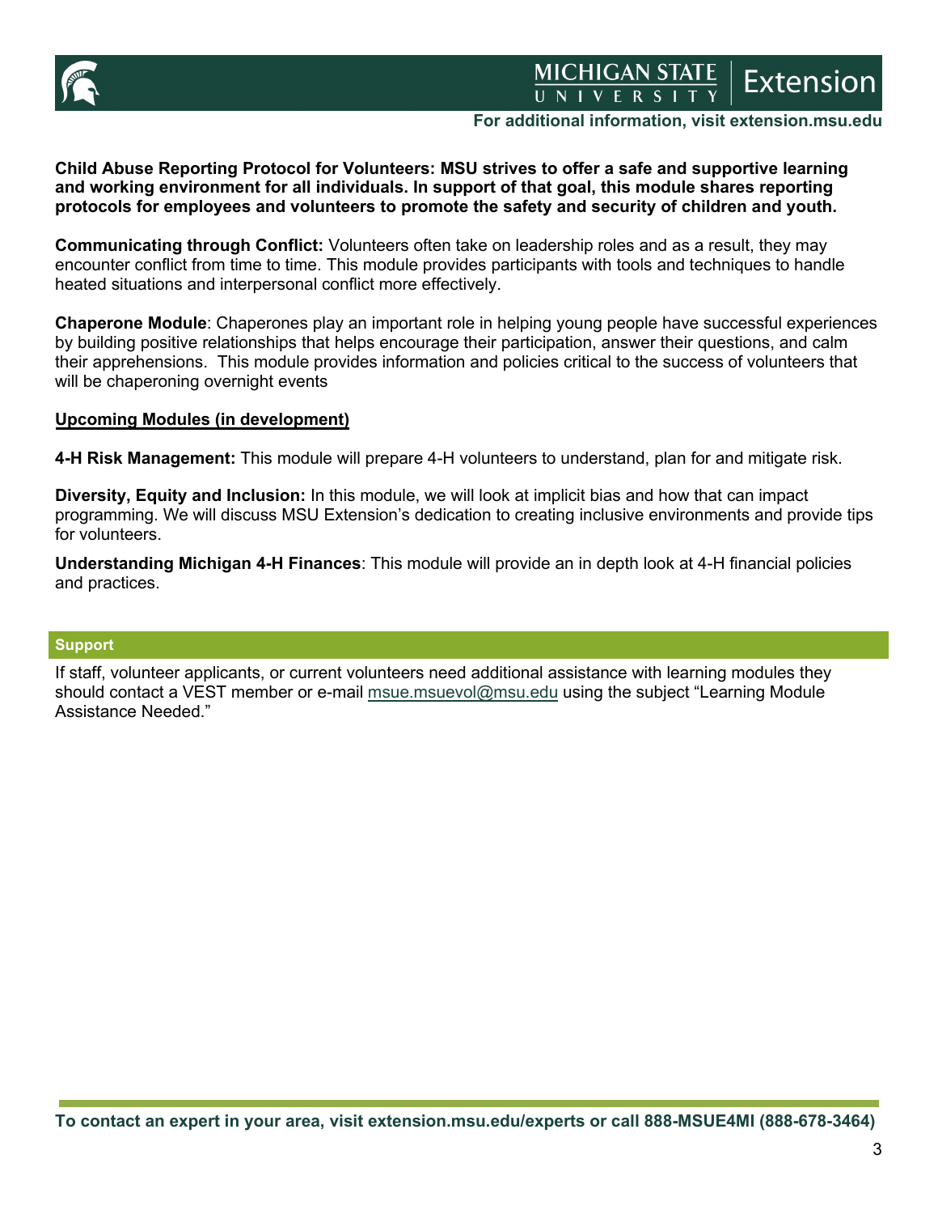**Child Abuse Reporting Protocol for Volunteers: MSU strives to offer a safe and supportive learning and working environment for all individuals. In support of that goal, this module shares reporting protocols for employees and volunteers to promote the safety and security of children and youth.**

**Communicating through Conflict:** Volunteers often take on leadership roles and as a result, they may encounter conflict from time to time. This module provides participants with tools and techniques to handle heated situations and interpersonal conflict more effectively.

**Chaperone Module**: Chaperones play an important role in helping young people have successful experiences by building positive relationships that helps encourage their participation, answer their questions, and calm their apprehensions. This module provides information and policies critical to the success of volunteers that will be chaperoning overnight events

**Upcoming Modules (in development)**

**4-H Risk Management:** This module will prepare 4-H volunteers to understand, plan for and mitigate risk.

**Diversity, Equity and Inclusion:** In this module, we will look at implicit bias and how that can impact programming. We will discuss MSU Extension's dedication to creating inclusive environments and provide tips for volunteers.

**Understanding Michigan 4-H Finances**: This module will provide an in depth look at 4-H financial policies and practices.

## Support

If staff, volunteer applicants, or current volunteers need additional assistance with learning modules they should contact a VEST member or e-mail msue.msuevol@msu.edu using the subject "Learning Module Assistance Needed."